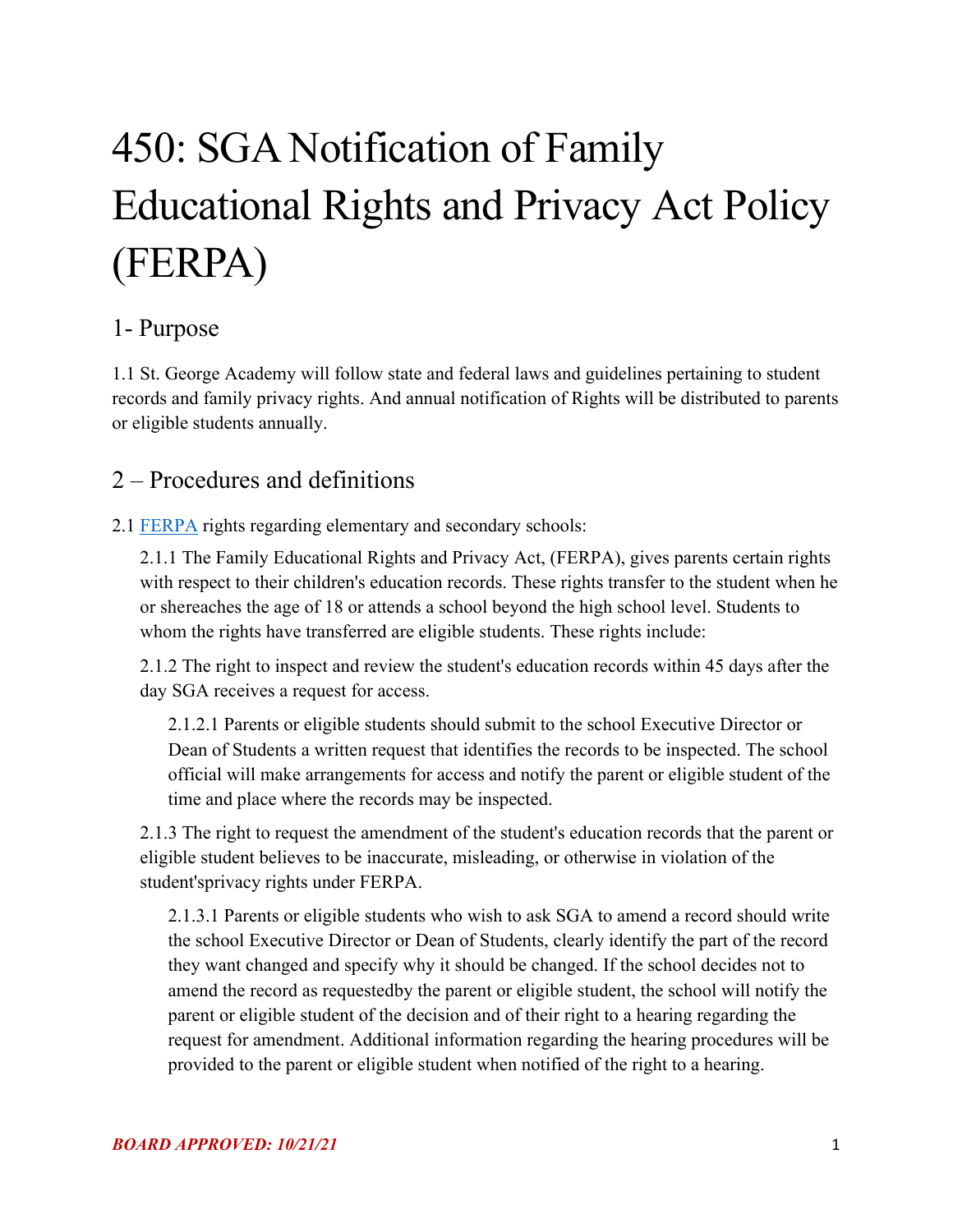# 450: SGA Notification of Family Educational Rights and Privacy Act Policy (FERPA)

## 1- Purpose

1.1 St. George Academy will follow state and federal laws and guidelines pertaining to student records and family privacy rights. And annual notification of Rights will be distributed to parents or eligible students annually.

## 2 – Procedures and definitions

2.1 [FERPA]() rights regarding elementary and secondary schools:

2.1.1 The Family Educational Rights and Privacy Act, (FERPA), gives parents certain rights with respect to their children's education records. These rights transfer to the student when he or shereaches the age of 18 or attends a school beyond the high school level. Students to whom the rights have transferred are eligible students. These rights include:

2.1.2 The right to inspect and review the student's education records within 45 days after the day SGA receives a request for access.

2.1.2.1 Parents or eligible students should submit to the school Executive Director or Dean of Students a written request that identifies the records to be inspected. The school official will make arrangements for access and notify the parent or eligible student of the time and place where the records may be inspected.

2.1.3 The right to request the amendment of the student's education records that the parent or eligible student believes to be inaccurate, misleading, or otherwise in violation of the student'sprivacy rights under FERPA.

2.1.3.1 Parents or eligible students who wish to ask SGA to amend a record should write the school Executive Director or Dean of Students, clearly identify the part of the record they want changed and specify why it should be changed. If the school decides not to amend the record as requestedby the parent or eligible student, the school will notify the parent or eligible student of the decision and of their right to a hearing regarding the request for amendment. Additional information regarding the hearing procedures will be provided to the parent or eligible student when notified of the right to a hearing.

***BOARD APPROVED: 10/21/21***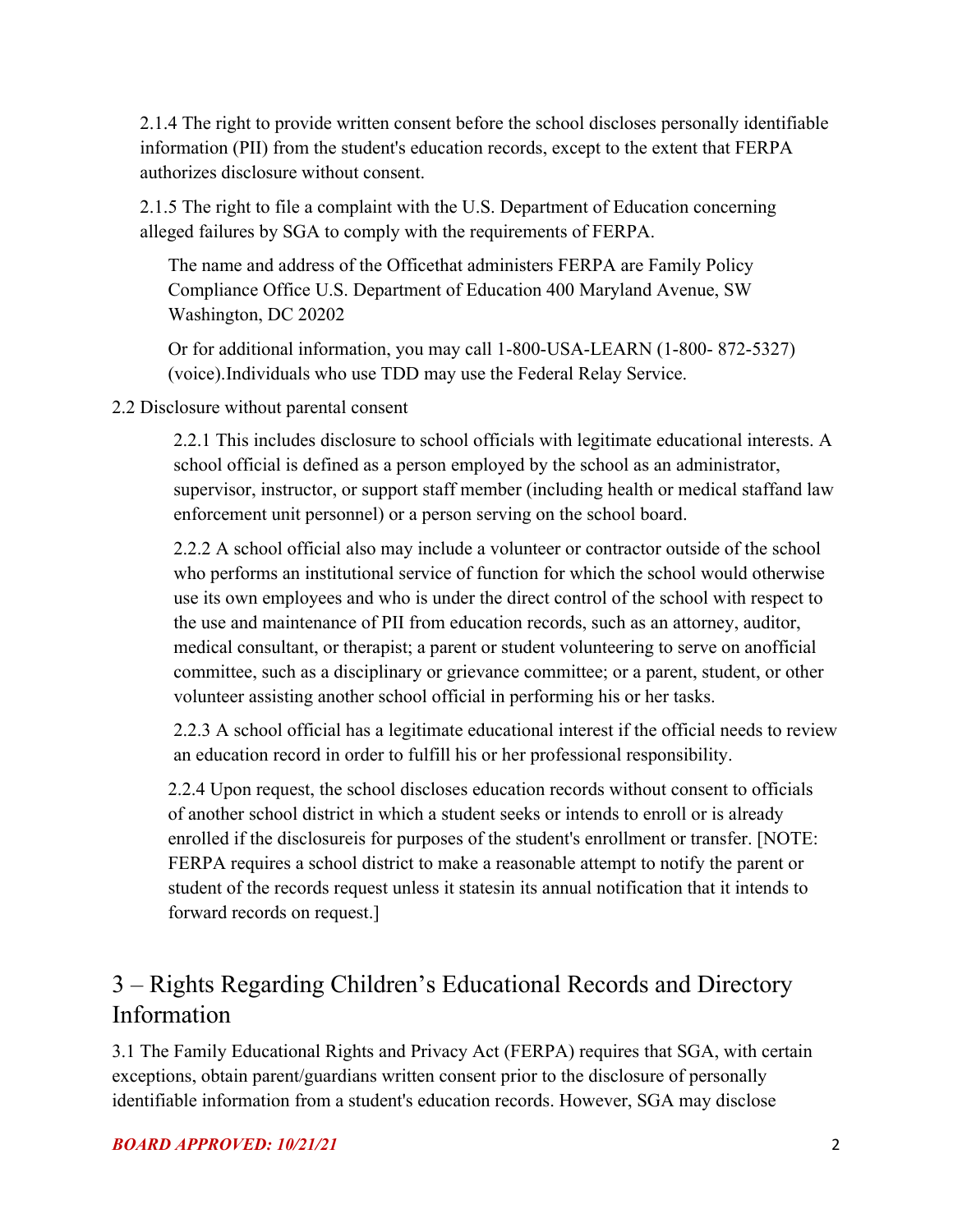2.1.4 The right to provide written consent before the school discloses personally identifiable information (PII) from the student's education records, except to the extent that FERPA authorizes disclosure without consent.

2.1.5 The right to file a complaint with the U.S. Department of Education concerning alleged failures by SGA to comply with the requirements of FERPA.

The name and address of the Officethat administers FERPA are Family Policy Compliance Office U.S. Department of Education 400 Maryland Avenue, SW Washington, DC 20202

Or for additional information, you may call 1-800-USA-LEARN (1-800- 872-5327) (voice).Individuals who use TDD may use the Federal Relay Service.

2.2 Disclosure without parental consent

2.2.1 This includes disclosure to school officials with legitimate educational interests. A school official is defined as a person employed by the school as an administrator, supervisor, instructor, or support staff member (including health or medical staffand law enforcement unit personnel) or a person serving on the school board.

2.2.2 A school official also may include a volunteer or contractor outside of the school who performs an institutional service of function for which the school would otherwise use its own employees and who is under the direct control of the school with respect to the use and maintenance of PII from education records, such as an attorney, auditor, medical consultant, or therapist; a parent or student volunteering to serve on anofficial committee, such as a disciplinary or grievance committee; or a parent, student, or other volunteer assisting another school official in performing his or her tasks.

2.2.3 A school official has a legitimate educational interest if the official needs to review an education record in order to fulfill his or her professional responsibility.

2.2.4 Upon request, the school discloses education records without consent to officials of another school district in which a student seeks or intends to enroll or is already enrolled if the disclosureis for purposes of the student's enrollment or transfer. [NOTE: FERPA requires a school district to make a reasonable attempt to notify the parent or student of the records request unless it statesin its annual notification that it intends to forward records on request.]

## 3 – Rights Regarding Children's Educational Records and Directory Information

3.1 The Family Educational Rights and Privacy Act (FERPA) requires that SGA, with certain exceptions, obtain parent/guardians written consent prior to the disclosure of personally identifiable information from a student's education records. However, SGA may disclose

***BOARD APPROVED: 10/21/21***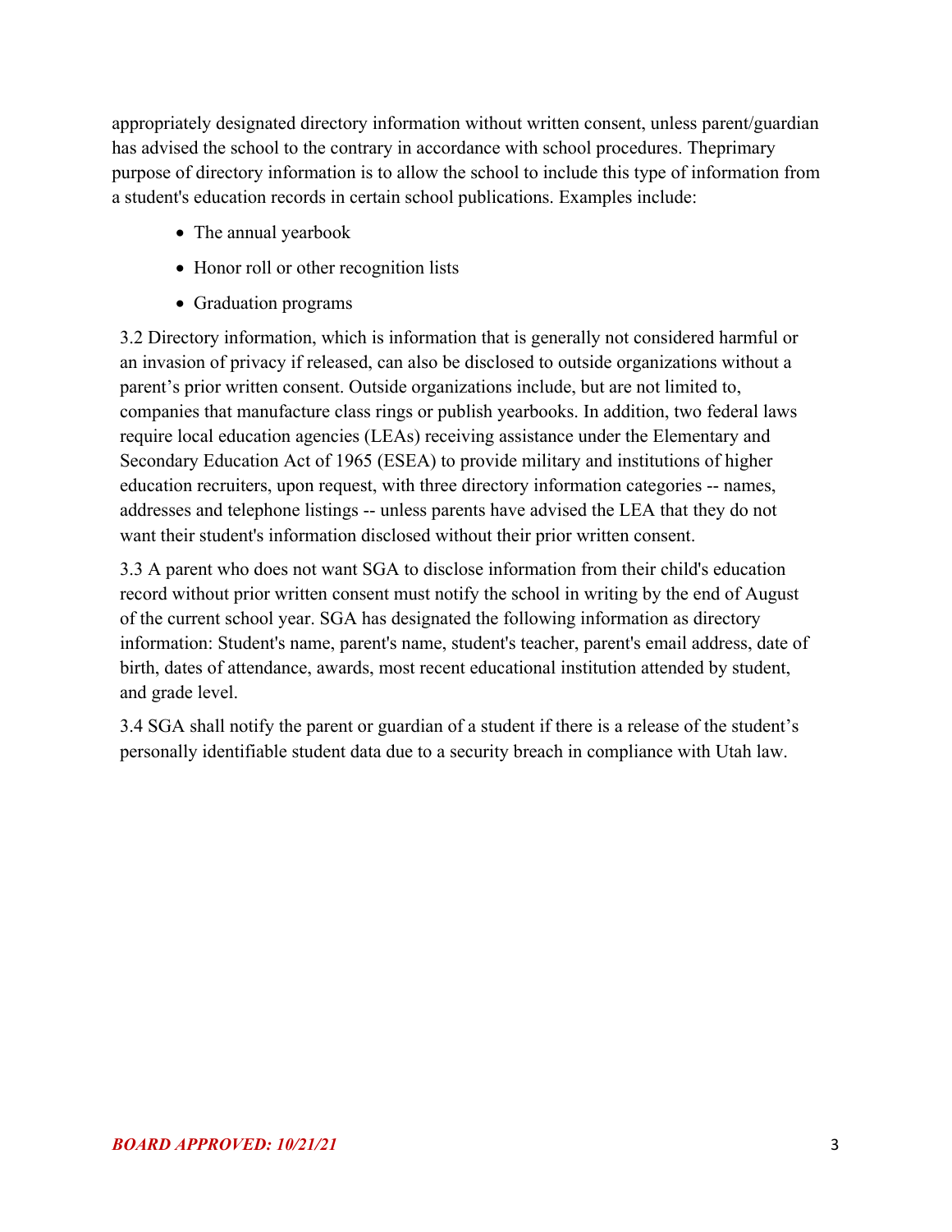appropriately designated directory information without written consent, unless parent/guardian has advised the school to the contrary in accordance with school procedures. Theprimary purpose of directory information is to allow the school to include this type of information from a student's education records in certain school publications. Examples include:

- The annual yearbook
- Honor roll or other recognition lists
- Graduation programs

3.2 Directory information, which is information that is generally not considered harmful or an invasion of privacy if released, can also be disclosed to outside organizations without a parent's prior written consent. Outside organizations include, but are not limited to, companies that manufacture class rings or publish yearbooks. In addition, two federal laws require local education agencies (LEAs) receiving assistance under the Elementary and Secondary Education Act of 1965 (ESEA) to provide military and institutions of higher education recruiters, upon request, with three directory information categories -- names, addresses and telephone listings -- unless parents have advised the LEA that they do not want their student's information disclosed without their prior written consent.

3.3 A parent who does not want SGA to disclose information from their child's education record without prior written consent must notify the school in writing by the end of August of the current school year. SGA has designated the following information as directory information: Student's name, parent's name, student's teacher, parent's email address, date of birth, dates of attendance, awards, most recent educational institution attended by student, and grade level.

3.4 SGA shall notify the parent or guardian of a student if there is a release of the student's personally identifiable student data due to a security breach in compliance with Utah law.

***BOARD APPROVED: 10/21/21***